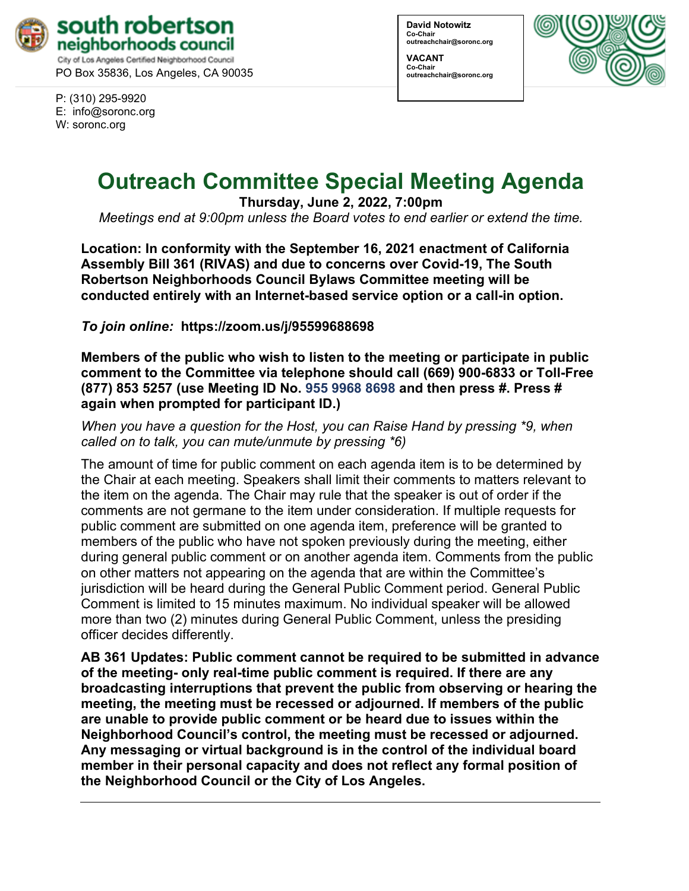**south robertson neighborhoods council**
City of Los Angeles Certified Neighborhood Council
PO Box 35836, Los Angeles, CA 90035

P: (310) 295-9920
E: info@soronc.org
W: soronc.org

**David Notowitz**
**Co-Chair**
**outreachchair@soronc.org**

**VACANT**
**Co-Chair**
**outreachchair@soronc.org**

# Outreach Committee Special Meeting Agenda

**Thursday, June 2, 2022, 7:00pm**

*Meetings end at 9:00pm unless the Board votes to end earlier or extend the time.*

**Location: In conformity with the September 16, 2021 enactment of California Assembly Bill 361 (RIVAS) and due to concerns over Covid-19, The South Robertson Neighborhoods Council Bylaws Committee meeting will be conducted entirely with an Internet-based service option or a call-in option.**

***To join online:*** **https://zoom.us/j/95599688698**

**Members of the public who wish to listen to the meeting or participate in public comment to the Committee via telephone should call (669) 900-6833 or Toll-Free (877) 853 5257 (use Meeting ID No. 955 9968 8698 and then press #. Press # again when prompted for participant ID.)**

*When you have a question for the Host, you can Raise Hand by pressing \*9, when called on to talk, you can mute/unmute by pressing \*6)*

The amount of time for public comment on each agenda item is to be determined by the Chair at each meeting. Speakers shall limit their comments to matters relevant to the item on the agenda. The Chair may rule that the speaker is out of order if the comments are not germane to the item under consideration. If multiple requests for public comment are submitted on one agenda item, preference will be granted to members of the public who have not spoken previously during the meeting, either during general public comment or on another agenda item. Comments from the public on other matters not appearing on the agenda that are within the Committee's jurisdiction will be heard during the General Public Comment period. General Public Comment is limited to 15 minutes maximum. No individual speaker will be allowed more than two (2) minutes during General Public Comment, unless the presiding officer decides differently.

**AB 361 Updates: Public comment cannot be required to be submitted in advance of the meeting- only real-time public comment is required. If there are any broadcasting interruptions that prevent the public from observing or hearing the meeting, the meeting must be recessed or adjourned. If members of the public are unable to provide public comment or be heard due to issues within the Neighborhood Council's control, the meeting must be recessed or adjourned. Any messaging or virtual background is in the control of the individual board member in their personal capacity and does not reflect any formal position of the Neighborhood Council or the City of Los Angeles.**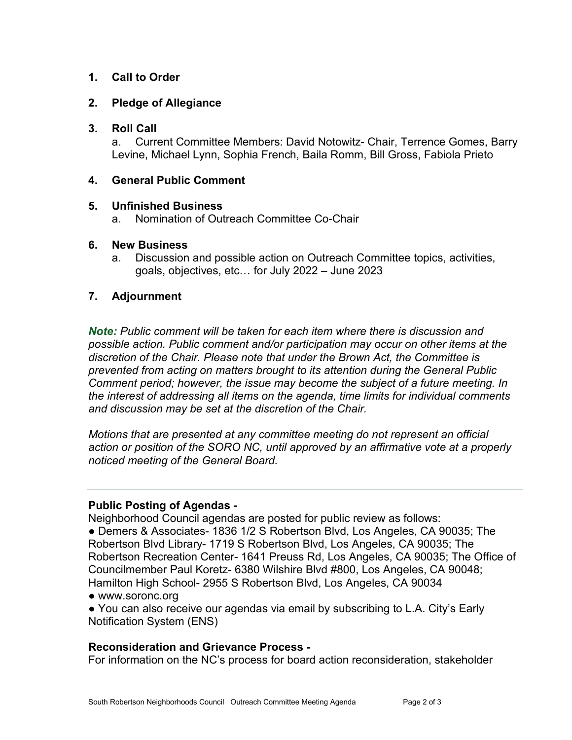1. **Call to Order**

2. **Pledge of Allegiance**

3. **Roll Call**
   a. Current Committee Members: David Notowitz- Chair, Terrence Gomes, Barry Levine, Michael Lynn, Sophia French, Baila Romm, Bill Gross, Fabiola Prieto

4. **General Public Comment**

5. **Unfinished Business**
   a. Nomination of Outreach Committee Co-Chair

6. **New Business**
   a. Discussion and possible action on Outreach Committee topics, activities, goals, objectives, etc… for July 2022 – June 2023

7. **Adjournment**

***Note:*** *Public comment will be taken for each item where there is discussion and possible action. Public comment and/or participation may occur on other items at the discretion of the Chair. Please note that under the Brown Act, the Committee is prevented from acting on matters brought to its attention during the General Public Comment period; however, the issue may become the subject of a future meeting. In the interest of addressing all items on the agenda, time limits for individual comments and discussion may be set at the discretion of the Chair.*

*Motions that are presented at any committee meeting do not represent an official action or position of the SORO NC, until approved by an affirmative vote at a properly noticed meeting of the General Board.*

---

**Public Posting of Agendas -**

Neighborhood Council agendas are posted for public review as follows:

- Demers & Associates- 1836 1/2 S Robertson Blvd, Los Angeles, CA 90035; The Robertson Blvd Library- 1719 S Robertson Blvd, Los Angeles, CA 90035; The Robertson Recreation Center- 1641 Preuss Rd, Los Angeles, CA 90035; The Office of Councilmember Paul Koretz- 6380 Wilshire Blvd #800, Los Angeles, CA 90048; Hamilton High School- 2955 S Robertson Blvd, Los Angeles, CA 90034
- www.soronc.org
- You can also receive our agendas via email by subscribing to L.A. City's Early Notification System (ENS)

**Reconsideration and Grievance Process -**

For information on the NC's process for board action reconsideration, stakeholder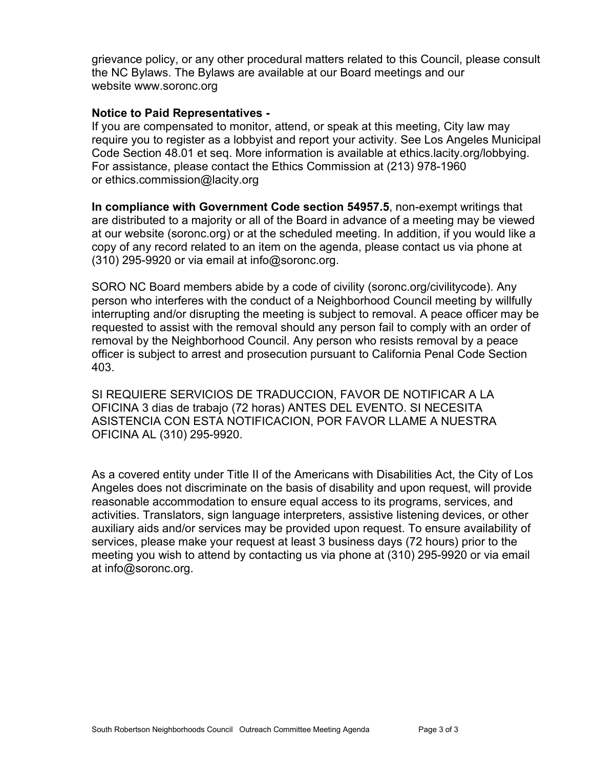grievance policy, or any other procedural matters related to this Council, please consult the NC Bylaws. The Bylaws are available at our Board meetings and our website www.soronc.org

**Notice to Paid Representatives -**
If you are compensated to monitor, attend, or speak at this meeting, City law may require you to register as a lobbyist and report your activity. See Los Angeles Municipal Code Section 48.01 et seq. More information is available at ethics.lacity.org/lobbying. For assistance, please contact the Ethics Commission at (213) 978-1960 or ethics.commission@lacity.org

**In compliance with Government Code section 54957.5**, non-exempt writings that are distributed to a majority or all of the Board in advance of a meeting may be viewed at our website (soronc.org) or at the scheduled meeting. In addition, if you would like a copy of any record related to an item on the agenda, please contact us via phone at (310) 295-9920 or via email at info@soronc.org.

SORO NC Board members abide by a code of civility (soronc.org/civilitycode). Any person who interferes with the conduct of a Neighborhood Council meeting by willfully interrupting and/or disrupting the meeting is subject to removal. A peace officer may be requested to assist with the removal should any person fail to comply with an order of removal by the Neighborhood Council. Any person who resists removal by a peace officer is subject to arrest and prosecution pursuant to California Penal Code Section 403.

SI REQUIERE SERVICIOS DE TRADUCCION, FAVOR DE NOTIFICAR A LA OFICINA 3 dias de trabajo (72 horas) ANTES DEL EVENTO. SI NECESITA ASISTENCIA CON ESTA NOTIFICACION, POR FAVOR LLAME A NUESTRA OFICINA AL (310) 295-9920.

As a covered entity under Title II of the Americans with Disabilities Act, the City of Los Angeles does not discriminate on the basis of disability and upon request, will provide reasonable accommodation to ensure equal access to its programs, services, and activities. Translators, sign language interpreters, assistive listening devices, or other auxiliary aids and/or services may be provided upon request. To ensure availability of services, please make your request at least 3 business days (72 hours) prior to the meeting you wish to attend by contacting us via phone at (310) 295-9920 or via email at info@soronc.org.